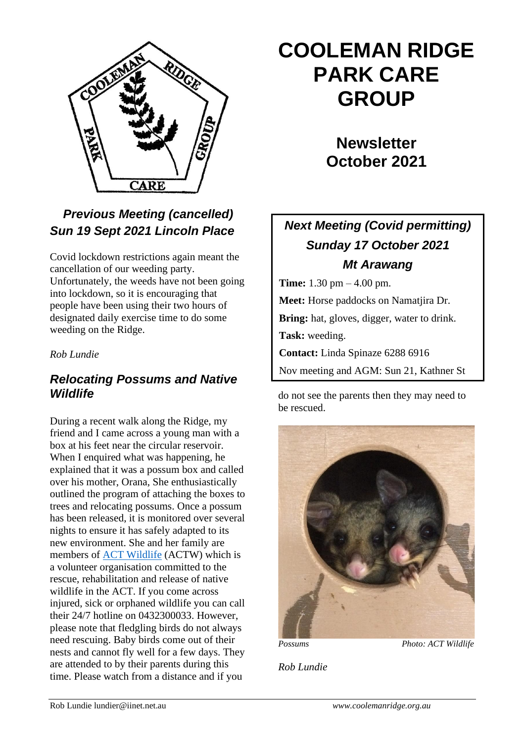# COOLEMAN RIDGE PARK CARE GROUP

## Newsletter October 2021

### *Next Meeting (Covid permitting)*
### *Sunday 17 October 2021*
### *Mt Arawang*

**Time:** 1.30 pm – 4.00 pm.

**Meet:** Horse paddocks on Namatjira Dr.

**Bring:** hat, gloves, digger, water to drink.

**Task:** weeding.

**Contact:** Linda Spinaze 6288 6916

Nov meeting and AGM: Sun 21, Kathner St

### *Previous Meeting (cancelled) Sun 19 Sept 2021 Lincoln Place*

Covid lockdown restrictions again meant the cancellation of our weeding party. Unfortunately, the weeds have not been going into lockdown, so it is encouraging that people have been using their two hours of designated daily exercise time to do some weeding on the Ridge.

*Rob Lundie*

### *Relocating Possums and Native Wildlife*

During a recent walk along the Ridge, my friend and I came across a young man with a box at his feet near the circular reservoir. When I enquired what was happening, he explained that it was a possum box and called over his mother, Orana, She enthusiastically outlined the program of attaching the boxes to trees and relocating possums. Once a possum has been released, it is monitored over several nights to ensure it has safely adapted to its new environment. She and her family are members of ACT Wildlife (ACTW) which is a volunteer organisation committed to the rescue, rehabilitation and release of native wildlife in the ACT. If you come across injured, sick or orphaned wildlife you can call their 24/7 hotline on 0432300033. However, please note that fledgling birds do not always need rescuing. Baby birds come out of their nests and cannot fly well for a few days. They are attended to by their parents during this time. Please watch from a distance and if you do not see the parents then they may need to be rescued.

*Possums* *Photo: ACT Wildlife*

*Rob Lundie*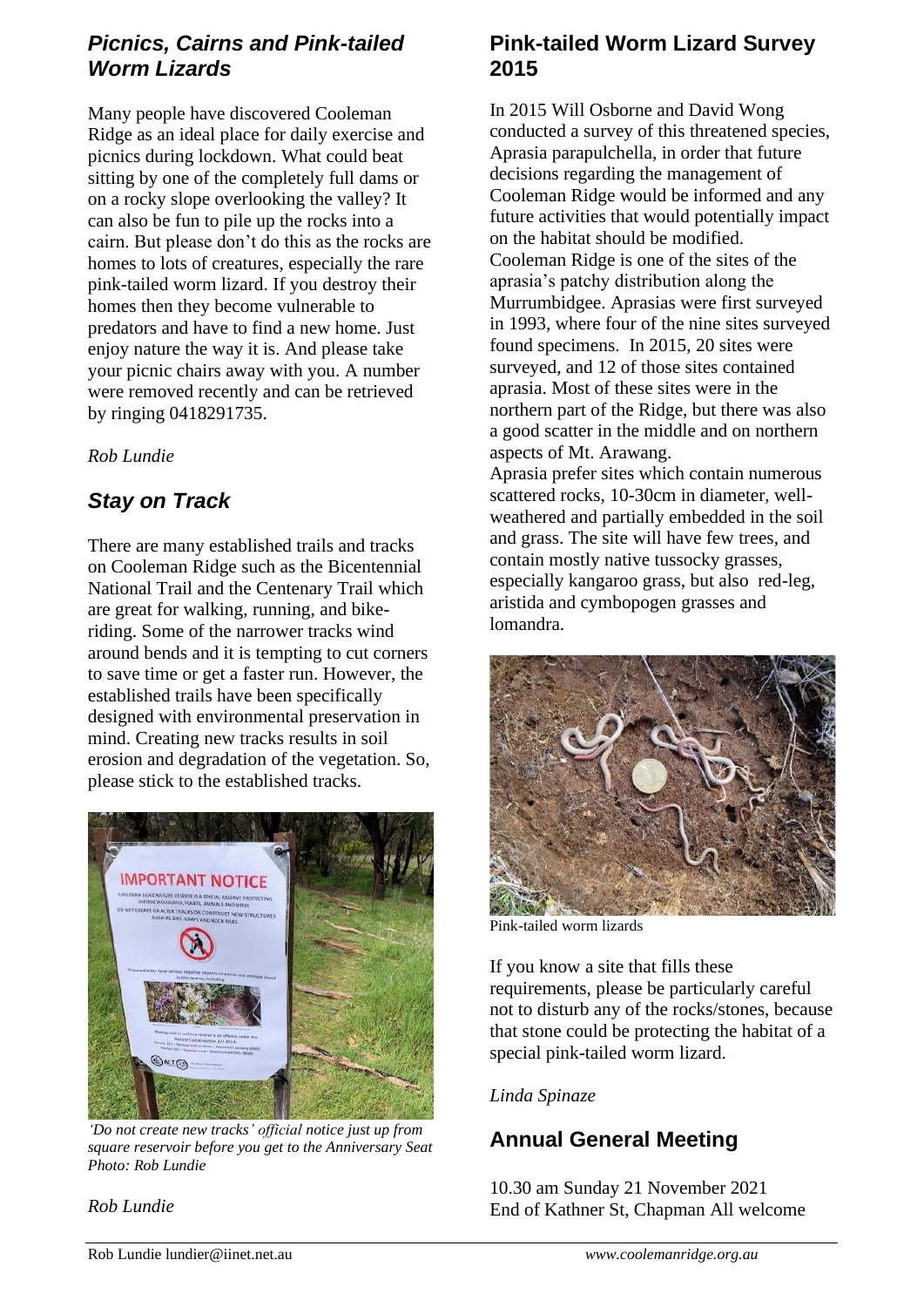## *Picnics, Cairns and Pink-tailed Worm Lizards*

Many people have discovered Cooleman Ridge as an ideal place for daily exercise and picnics during lockdown. What could beat sitting by one of the completely full dams or on a rocky slope overlooking the valley? It can also be fun to pile up the rocks into a cairn. But please don't do this as the rocks are homes to lots of creatures, especially the rare pink-tailed worm lizard. If you destroy their homes then they become vulnerable to predators and have to find a new home. Just enjoy nature the way it is. And please take your picnic chairs away with you. A number were removed recently and can be retrieved by ringing 0418291735.

*Rob Lundie*

## *Stay on Track*

There are many established trails and tracks on Cooleman Ridge such as the Bicentennial National Trail and the Centenary Trail which are great for walking, running, and bike-riding. Some of the narrower tracks wind around bends and it is tempting to cut corners to save time or get a faster run. However, the established trails have been specifically designed with environmental preservation in mind. Creating new tracks results in soil erosion and degradation of the vegetation. So, please stick to the established tracks.

*'Do not create new tracks' official notice just up from square reservoir before you get to the Anniversary Seat Photo: Rob Lundie*

*Rob Lundie*

## Pink-tailed Worm Lizard Survey 2015

In 2015 Will Osborne and David Wong conducted a survey of this threatened species, Aprasia parapulchella, in order that future decisions regarding the management of Cooleman Ridge would be informed and any future activities that would potentially impact on the habitat should be modified.
Cooleman Ridge is one of the sites of the aprasia's patchy distribution along the Murrumbidgee. Aprasias were first surveyed in 1993, where four of the nine sites surveyed found specimens. In 2015, 20 sites were surveyed, and 12 of those sites contained aprasia. Most of these sites were in the northern part of the Ridge, but there was also a good scatter in the middle and on northern aspects of Mt. Arawang.
Aprasia prefer sites which contain numerous scattered rocks, 10-30cm in diameter, well-weathered and partially embedded in the soil and grass. The site will have few trees, and contain mostly native tussocky grasses, especially kangaroo grass, but also red-leg, aristida and cymbopogen grasses and lomandra.

Pink-tailed worm lizards

If you know a site that fills these requirements, please be particularly careful not to disturb any of the rocks/stones, because that stone could be protecting the habitat of a special pink-tailed worm lizard.

*Linda Spinaze*

## Annual General Meeting

10.30 am Sunday 21 November 2021
End of Kathner St, Chapman All welcome

Rob Lundie lundier@iinet.net.au *www.coolemanridge.org.au*